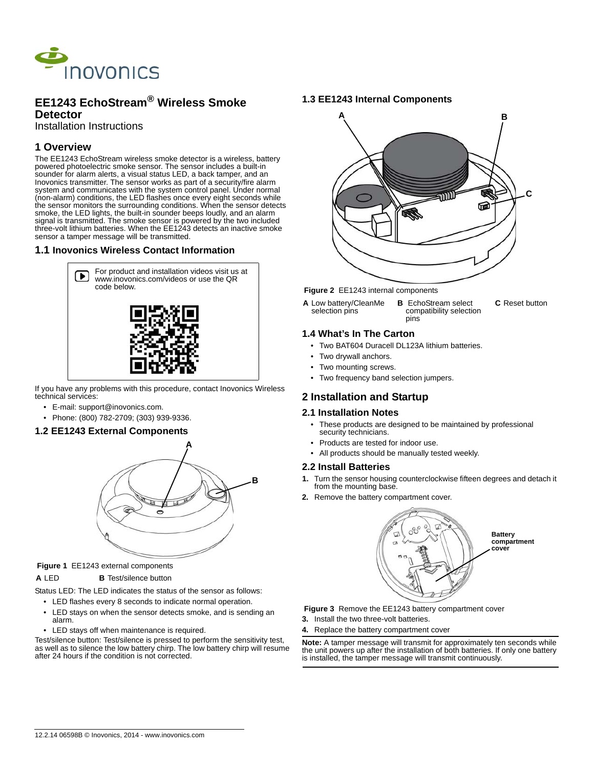# EE1243 EchoStream® Wireless Smoke Detector

Installation Instructions

## 1 Overview

The EE1243 EchoStream wireless smoke detector is a wireless, battery powered photoelectric smoke sensor. The sensor includes a built-in sounder for alarm alerts, a visual status LED, a back tamper, and an Inovonics transmitter. The sensor works as part of a security/fire alarm system and communicates with the system control panel. Under normal (non-alarm) conditions, the LED flashes once every eight seconds while the sensor monitors the surrounding conditions. When the sensor detects smoke, the LED lights, the built-in sounder beeps loudly, and an alarm signal is transmitted. The smoke sensor is powered by the two included three-volt lithium batteries. When the EE1243 detects an inactive smoke sensor a tamper message will be transmitted.

### 1.1 Inovonics Wireless Contact Information

For product and installation videos visit us at www.inovonics.com/videos or use the QR code below.

If you have any problems with this procedure, contact Inovonics Wireless technical services:

- E-mail: support@inovonics.com.
- Phone: (800) 782-2709; (303) 939-9336.

### 1.2 EE1243 External Components

**Figure 1** EE1243 external components

**A** LED **B** Test/silence button

Status LED: The LED indicates the status of the sensor as follows:

- LED flashes every 8 seconds to indicate normal operation.
- LED stays on when the sensor detects smoke, and is sending an alarm.
- LED stays off when maintenance is required.

Test/silence button: Test/silence is pressed to perform the sensitivity test, as well as to silence the low battery chirp. The low battery chirp will resume after 24 hours if the condition is not corrected.

### 1.3 EE1243 Internal Components

**Figure 2** EE1243 internal components

**A** Low battery/CleanMe selection pins **B** EchoStream select compatibility selection pins **C** Reset button

### 1.4 What's In The Carton

- Two BAT604 Duracell DL123A lithium batteries.
- Two drywall anchors.
- Two mounting screws.
- Two frequency band selection jumpers.

## 2 Installation and Startup

### 2.1 Installation Notes

- These products are designed to be maintained by professional security technicians.
- Products are tested for indoor use.
- All products should be manually tested weekly.

### 2.2 Install Batteries

1. Turn the sensor housing counterclockwise fifteen degrees and detach it from the mounting base.
2. Remove the battery compartment cover.

Battery compartment cover

**Figure 3** Remove the EE1243 battery compartment cover

3. Install the two three-volt batteries.
4. Replace the battery compartment cover

**Note:** A tamper message will transmit for approximately ten seconds while the unit powers up after the installation of both batteries. If only one battery is installed, the tamper message will transmit continuously.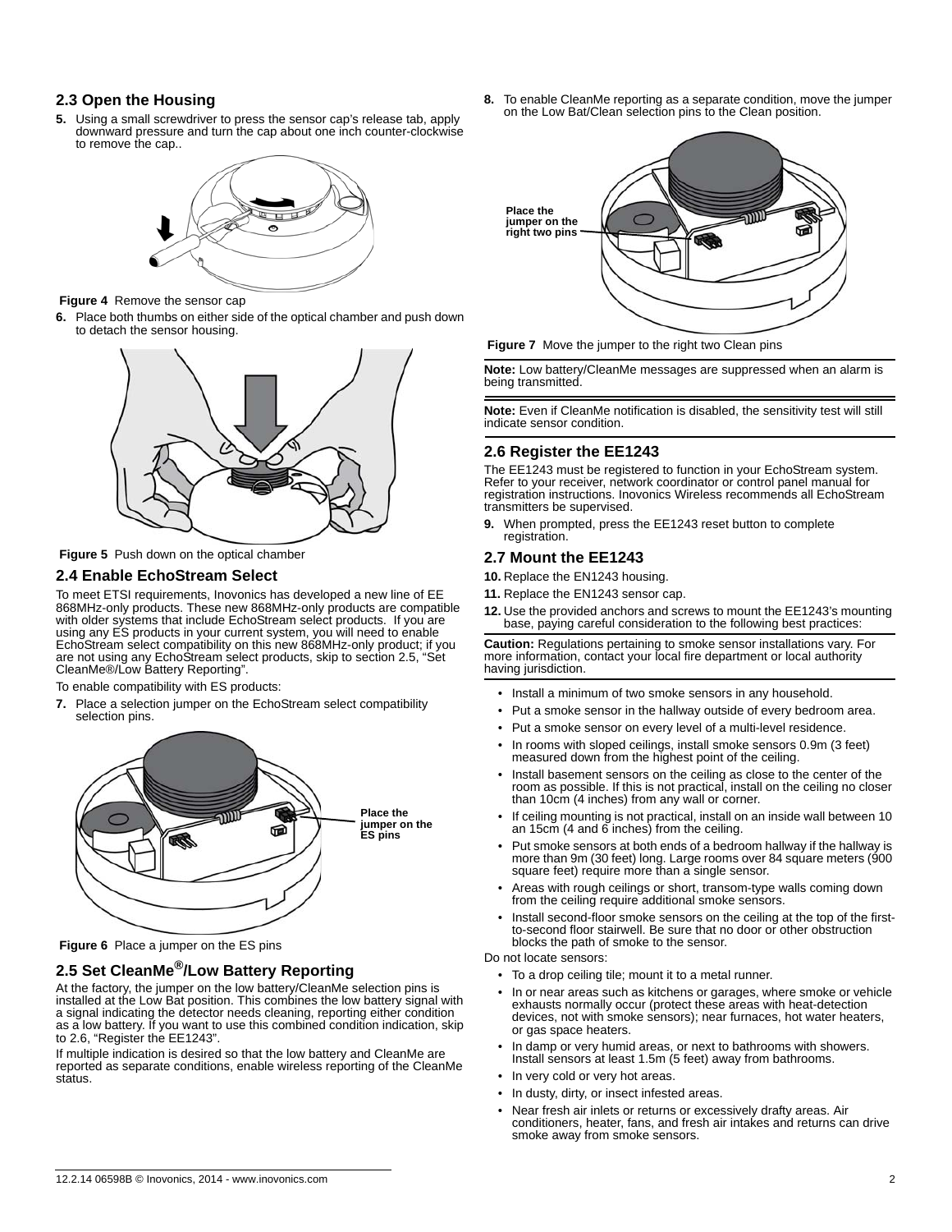## 2.3 Open the Housing

5. Using a small screwdriver to press the sensor cap's release tab, apply downward pressure and turn the cap about one inch counter-clockwise to remove the cap..

Figure 4 Remove the sensor cap

6. Place both thumbs on either side of the optical chamber and push down to detach the sensor housing.

Figure 5 Push down on the optical chamber

## 2.4 Enable EchoStream Select

To meet ETSI requirements, Inovonics has developed a new line of EE 868MHz-only products. These new 868MHz-only products are compatible with older systems that include EchoStream select products. If you are using any ES products in your current system, you will need to enable EchoStream select compatibility on this new 868MHz-only product; if you are not using any EchoStream select products, skip to section 2.5, "Set CleanMe®/Low Battery Reporting".

To enable compatibility with ES products:

7. Place a selection jumper on the EchoStream select compatibility selection pins.

Place the jumper on the ES pins

Figure 6 Place a jumper on the ES pins

## 2.5 Set CleanMe®/Low Battery Reporting

At the factory, the jumper on the low battery/CleanMe selection pins is installed at the Low Bat position. This combines the low battery signal with a signal indicating the detector needs cleaning, reporting either condition as a low battery. If you want to use this combined condition indication, skip to 2.6, "Register the EE1243".

If multiple indication is desired so that the low battery and CleanMe are reported as separate conditions, enable wireless reporting of the CleanMe status.

8. To enable CleanMe reporting as a separate condition, move the jumper on the Low Bat/Clean selection pins to the Clean position.

Place the jumper on the right two pins

Figure 7 Move the jumper to the right two Clean pins

**Note:** Low battery/CleanMe messages are suppressed when an alarm is being transmitted.

**Note:** Even if CleanMe notification is disabled, the sensitivity test will still indicate sensor condition.

## 2.6 Register the EE1243

The EE1243 must be registered to function in your EchoStream system. Refer to your receiver, network coordinator or control panel manual for registration instructions. Inovonics Wireless recommends all EchoStream transmitters be supervised.

9. When prompted, press the EE1243 reset button to complete registration.

## 2.7 Mount the EE1243

10. Replace the EN1243 housing.
11. Replace the EN1243 sensor cap.
12. Use the provided anchors and screws to mount the EE1243's mounting base, paying careful consideration to the following best practices:

**Caution:** Regulations pertaining to smoke sensor installations vary. For more information, contact your local fire department or local authority having jurisdiction.

- Install a minimum of two smoke sensors in any household.
- Put a smoke sensor in the hallway outside of every bedroom area.
- Put a smoke sensor on every level of a multi-level residence.
- In rooms with sloped ceilings, install smoke sensors 0.9m (3 feet) measured down from the highest point of the ceiling.
- Install basement sensors on the ceiling as close to the center of the room as possible. If this is not practical, install on the ceiling no closer than 10cm (4 inches) from any wall or corner.
- If ceiling mounting is not practical, install on an inside wall between 10 an 15cm (4 and 6 inches) from the ceiling.
- Put smoke sensors at both ends of a bedroom hallway if the hallway is more than 9m (30 feet) long. Large rooms over 84 square meters (900 square feet) require more than a single sensor.
- Areas with rough ceilings or short, transom-type walls coming down from the ceiling require additional smoke sensors.
- Install second-floor smoke sensors on the ceiling at the top of the first-to-second floor stairwell. Be sure that no door or other obstruction blocks the path of smoke to the sensor.

Do not locate sensors:

- To a drop ceiling tile; mount it to a metal runner.
- In or near areas such as kitchens or garages, where smoke or vehicle exhausts normally occur (protect these areas with heat-detection devices, not with smoke sensors); near furnaces, hot water heaters, or gas space heaters.
- In damp or very humid areas, or next to bathrooms with showers. Install sensors at least 1.5m (5 feet) away from bathrooms.
- In very cold or very hot areas.
- In dusty, dirty, or insect infested areas.
- Near fresh air inlets or returns or excessively drafty areas. Air conditioners, heater, fans, and fresh air intakes and returns can drive smoke away from smoke sensors.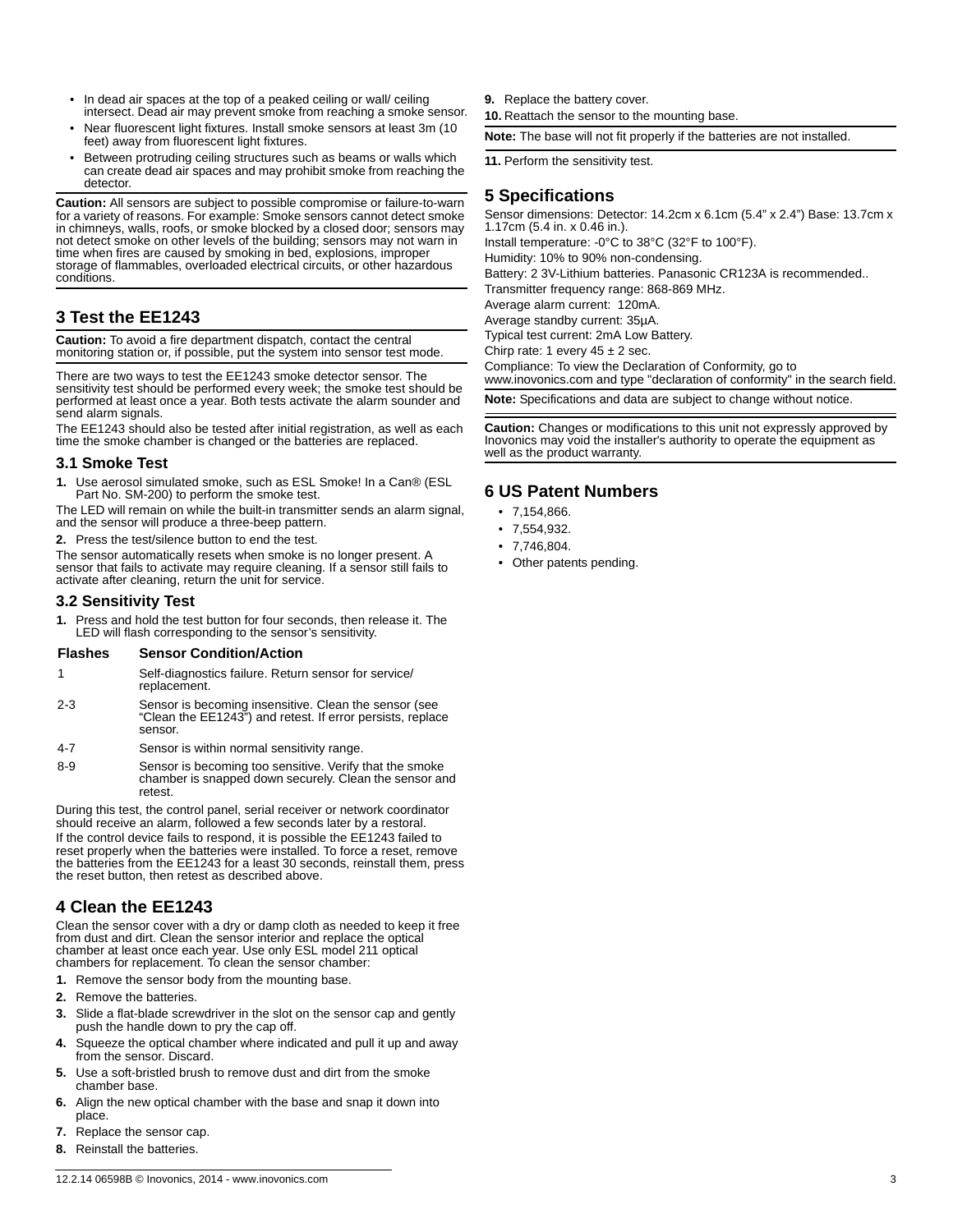- In dead air spaces at the top of a peaked ceiling or wall/ ceiling intersect. Dead air may prevent smoke from reaching a smoke sensor.
- Near fluorescent light fixtures. Install smoke sensors at least 3m (10 feet) away from fluorescent light fixtures.
- Between protruding ceiling structures such as beams or walls which can create dead air spaces and may prohibit smoke from reaching the detector.

**Caution:** All sensors are subject to possible compromise or failure-to-warn for a variety of reasons. For example: Smoke sensors cannot detect smoke in chimneys, walls, roofs, or smoke blocked by a closed door; sensors may not detect smoke on other levels of the building; sensors may not warn in time when fires are caused by smoking in bed, explosions, improper storage of flammables, overloaded electrical circuits, or other hazardous conditions.

## 3 Test the EE1243

**Caution:** To avoid a fire department dispatch, contact the central monitoring station or, if possible, put the system into sensor test mode.

There are two ways to test the EE1243 smoke detector sensor. The sensitivity test should be performed every week; the smoke test should be performed at least once a year. Both tests activate the alarm sounder and send alarm signals.

The EE1243 should also be tested after initial registration, as well as each time the smoke chamber is changed or the batteries are replaced.

### 3.1 Smoke Test

1. Use aerosol simulated smoke, such as ESL Smoke! In a Can® (ESL Part No. SM-200) to perform the smoke test.

The LED will remain on while the built-in transmitter sends an alarm signal, and the sensor will produce a three-beep pattern.

2. Press the test/silence button to end the test.

The sensor automatically resets when smoke is no longer present. A sensor that fails to activate may require cleaning. If a sensor still fails to activate after cleaning, return the unit for service.

### 3.2 Sensitivity Test

1. Press and hold the test button for four seconds, then release it. The LED will flash corresponding to the sensor's sensitivity.

| Flashes | Sensor Condition/Action |
|---|---|
| 1 | Self-diagnostics failure. Return sensor for service/ replacement. |
| 2-3 | Sensor is becoming insensitive. Clean the sensor (see "Clean the EE1243") and retest. If error persists, replace sensor. |
| 4-7 | Sensor is within normal sensitivity range. |
| 8-9 | Sensor is becoming too sensitive. Verify that the smoke chamber is snapped down securely. Clean the sensor and retest. |

During this test, the control panel, serial receiver or network coordinator should receive an alarm, followed a few seconds later by a restoral.

If the control device fails to respond, it is possible the EE1243 failed to reset properly when the batteries were installed. To force a reset, remove the batteries from the EE1243 for a least 30 seconds, reinstall them, press the reset button, then retest as described above.

## 4 Clean the EE1243

Clean the sensor cover with a dry or damp cloth as needed to keep it free from dust and dirt. Clean the sensor interior and replace the optical chamber at least once each year. Use only ESL model 211 optical chambers for replacement. To clean the sensor chamber:

1. Remove the sensor body from the mounting base.
2. Remove the batteries.
3. Slide a flat-blade screwdriver in the slot on the sensor cap and gently push the handle down to pry the cap off.
4. Squeeze the optical chamber where indicated and pull it up and away from the sensor. Discard.
5. Use a soft-bristled brush to remove dust and dirt from the smoke chamber base.
6. Align the new optical chamber with the base and snap it down into place.
7. Replace the sensor cap.
8. Reinstall the batteries.
9. Replace the battery cover.
10. Reattach the sensor to the mounting base.

**Note:** The base will not fit properly if the batteries are not installed.

11. Perform the sensitivity test.

## 5 Specifications

Sensor dimensions: Detector: 14.2cm x 6.1cm (5.4" x 2.4") Base: 13.7cm x 1.17cm (5.4 in. x 0.46 in.).

Install temperature: -0°C to 38°C (32°F to 100°F).

Humidity: 10% to 90% non-condensing.

Battery: 2 3V-Lithium batteries. Panasonic CR123A is recommended..

Transmitter frequency range: 868-869 MHz.

Average alarm current: 120mA.

Average standby current: 35µA.

Typical test current: 2mA Low Battery.

Chirp rate: 1 every 45 ± 2 sec.

Compliance: To view the Declaration of Conformity, go to www.inovonics.com and type "declaration of conformity" in the search field.

**Note:** Specifications and data are subject to change without notice.

**Caution:** Changes or modifications to this unit not expressly approved by Inovonics may void the installer's authority to operate the equipment as well as the product warranty.

## 6 US Patent Numbers

- 7,154,866.
- 7,554,932.
- 7,746,804.
- Other patents pending.

12.2.14 06598B © Inovonics, 2014 - www.inovonics.com